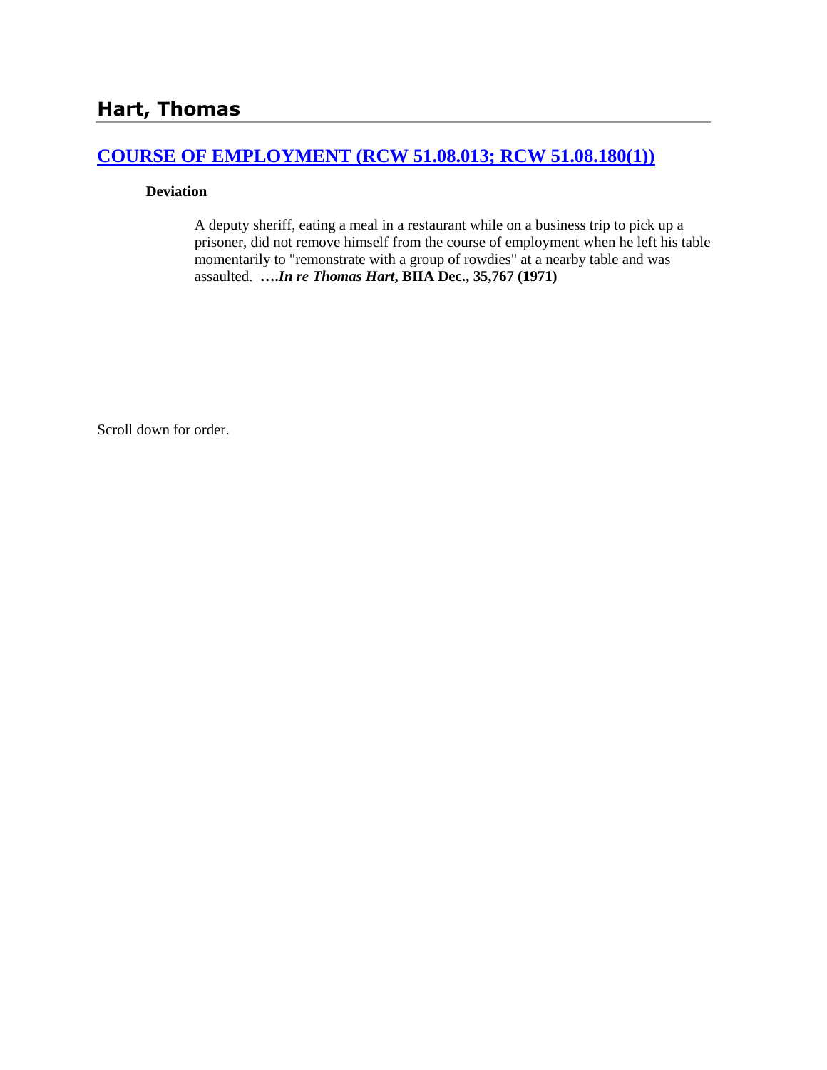## Hart, Thomas

### [COURSE OF EMPLOYMENT (RCW 51.08.013; RCW 51.08.180(1))]

**Deviation**

A deputy sheriff, eating a meal in a restaurant while on a business trip to pick up a prisoner, did not remove himself from the course of employment when he left his table momentarily to "remonstrate with a group of rowdies" at a nearby table and was assaulted. **….*In re Thomas Hart*, BIIA Dec., 35,767 (1971)**

Scroll down for order.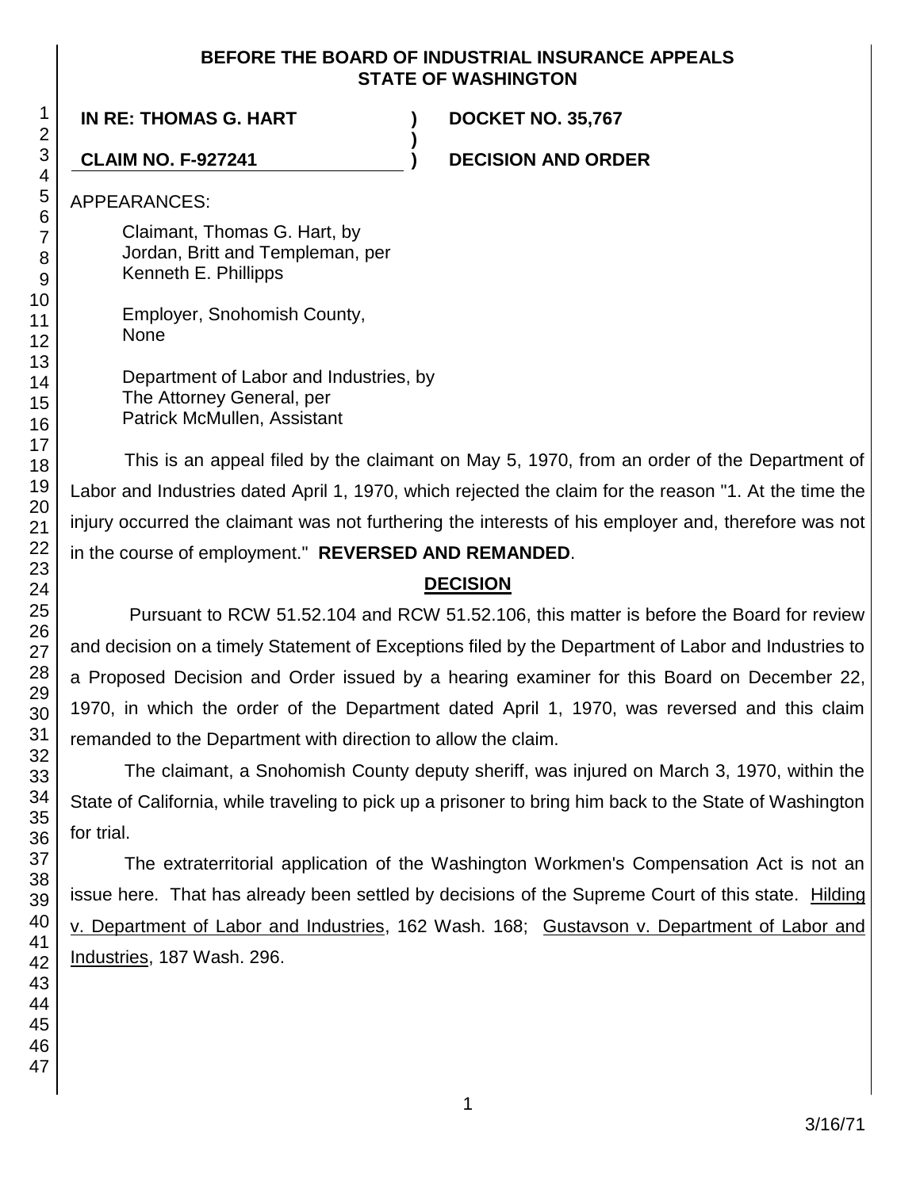**BEFORE THE BOARD OF INDUSTRIAL INSURANCE APPEALS STATE OF WASHINGTON**

**IN RE: THOMAS G. HART** ) **DOCKET NO. 35,767**
)
**CLAIM NO. F-927241** ) **DECISION AND ORDER**

APPEARANCES:

Claimant, Thomas G. Hart, by
Jordan, Britt and Templeman, per
Kenneth E. Phillipps

Employer, Snohomish County,
None

Department of Labor and Industries, by
The Attorney General, per
Patrick McMullen, Assistant

This is an appeal filed by the claimant on May 5, 1970, from an order of the Department of Labor and Industries dated April 1, 1970, which rejected the claim for the reason "1. At the time the injury occurred the claimant was not furthering the interests of his employer and, therefore was not in the course of employment." **REVERSED AND REMANDED**.

## DECISION

Pursuant to RCW 51.52.104 and RCW 51.52.106, this matter is before the Board for review and decision on a timely Statement of Exceptions filed by the Department of Labor and Industries to a Proposed Decision and Order issued by a hearing examiner for this Board on December 22, 1970, in which the order of the Department dated April 1, 1970, was reversed and this claim remanded to the Department with direction to allow the claim.

The claimant, a Snohomish County deputy sheriff, was injured on March 3, 1970, within the State of California, while traveling to pick up a prisoner to bring him back to the State of Washington for trial.

The extraterritorial application of the Washington Workmen's Compensation Act is not an issue here. That has already been settled by decisions of the Supreme Court of this state. Hilding v. Department of Labor and Industries, 162 Wash. 168; Gustavson v. Department of Labor and Industries, 187 Wash. 296.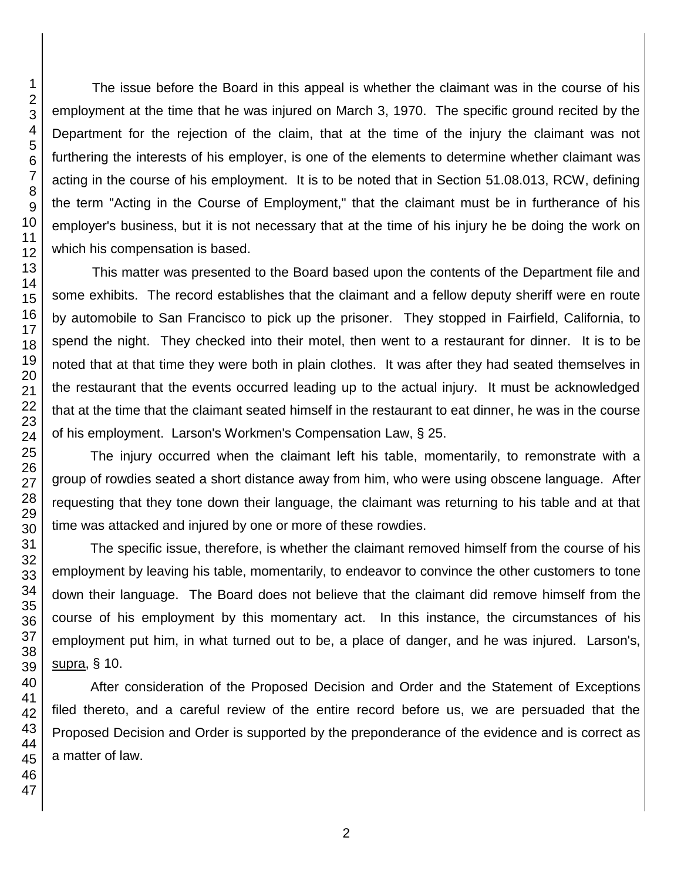The issue before the Board in this appeal is whether the claimant was in the course of his employment at the time that he was injured on March 3, 1970. The specific ground recited by the Department for the rejection of the claim, that at the time of the injury the claimant was not furthering the interests of his employer, is one of the elements to determine whether claimant was acting in the course of his employment. It is to be noted that in Section 51.08.013, RCW, defining the term "Acting in the Course of Employment," that the claimant must be in furtherance of his employer's business, but it is not necessary that at the time of his injury he be doing the work on which his compensation is based.

This matter was presented to the Board based upon the contents of the Department file and some exhibits. The record establishes that the claimant and a fellow deputy sheriff were en route by automobile to San Francisco to pick up the prisoner. They stopped in Fairfield, California, to spend the night. They checked into their motel, then went to a restaurant for dinner. It is to be noted that at that time they were both in plain clothes. It was after they had seated themselves in the restaurant that the events occurred leading up to the actual injury. It must be acknowledged that at the time that the claimant seated himself in the restaurant to eat dinner, he was in the course of his employment. Larson's Workmen's Compensation Law, § 25.

The injury occurred when the claimant left his table, momentarily, to remonstrate with a group of rowdies seated a short distance away from him, who were using obscene language. After requesting that they tone down their language, the claimant was returning to his table and at that time was attacked and injured by one or more of these rowdies.

The specific issue, therefore, is whether the claimant removed himself from the course of his employment by leaving his table, momentarily, to endeavor to convince the other customers to tone down their language. The Board does not believe that the claimant did remove himself from the course of his employment by this momentary act. In this instance, the circumstances of his employment put him, in what turned out to be, a place of danger, and he was injured. Larson's, supra, § 10.

After consideration of the Proposed Decision and Order and the Statement of Exceptions filed thereto, and a careful review of the entire record before us, we are persuaded that the Proposed Decision and Order is supported by the preponderance of the evidence and is correct as a matter of law.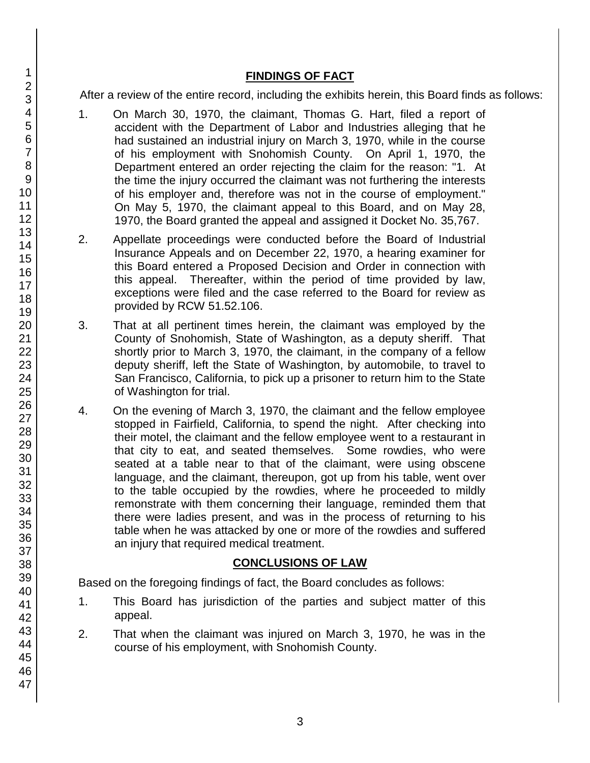## FINDINGS OF FACT

After a review of the entire record, including the exhibits herein, this Board finds as follows:

1. On March 30, 1970, the claimant, Thomas G. Hart, filed a report of accident with the Department of Labor and Industries alleging that he had sustained an industrial injury on March 3, 1970, while in the course of his employment with Snohomish County. On April 1, 1970, the Department entered an order rejecting the claim for the reason: "1. At the time the injury occurred the claimant was not furthering the interests of his employer and, therefore was not in the course of employment." On May 5, 1970, the claimant appeal to this Board, and on May 28, 1970, the Board granted the appeal and assigned it Docket No. 35,767.

2. Appellate proceedings were conducted before the Board of Industrial Insurance Appeals and on December 22, 1970, a hearing examiner for this Board entered a Proposed Decision and Order in connection with this appeal. Thereafter, within the period of time provided by law, exceptions were filed and the case referred to the Board for review as provided by RCW 51.52.106.

3. That at all pertinent times herein, the claimant was employed by the County of Snohomish, State of Washington, as a deputy sheriff. That shortly prior to March 3, 1970, the claimant, in the company of a fellow deputy sheriff, left the State of Washington, by automobile, to travel to San Francisco, California, to pick up a prisoner to return him to the State of Washington for trial.

4. On the evening of March 3, 1970, the claimant and the fellow employee stopped in Fairfield, California, to spend the night. After checking into their motel, the claimant and the fellow employee went to a restaurant in that city to eat, and seated themselves. Some rowdies, who were seated at a table near to that of the claimant, were using obscene language, and the claimant, thereupon, got up from his table, went over to the table occupied by the rowdies, where he proceeded to mildly remonstrate with them concerning their language, reminded them that there were ladies present, and was in the process of returning to his table when he was attacked by one or more of the rowdies and suffered an injury that required medical treatment.

## CONCLUSIONS OF LAW

Based on the foregoing findings of fact, the Board concludes as follows:

1. This Board has jurisdiction of the parties and subject matter of this appeal.

2. That when the claimant was injured on March 3, 1970, he was in the course of his employment, with Snohomish County.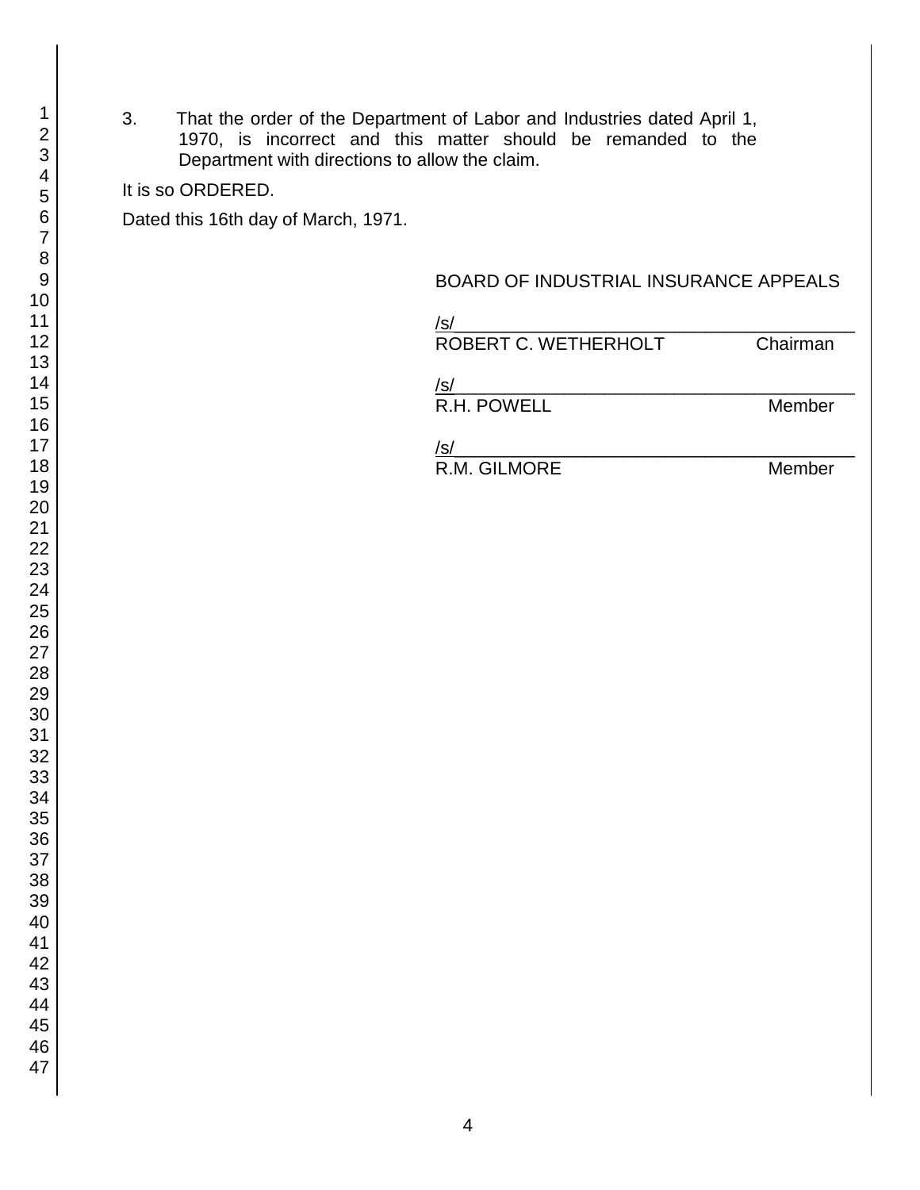3. That the order of the Department of Labor and Industries dated April 1, 1970, is incorrect and this matter should be remanded to the Department with directions to allow the claim.

It is so ORDERED.

Dated this 16th day of March, 1971.

BOARD OF INDUSTRIAL INSURANCE APPEALS

/s/
ROBERT C. WETHERHOLT Chairman

/s/
R.H. POWELL Member

/s/
R.M. GILMORE Member